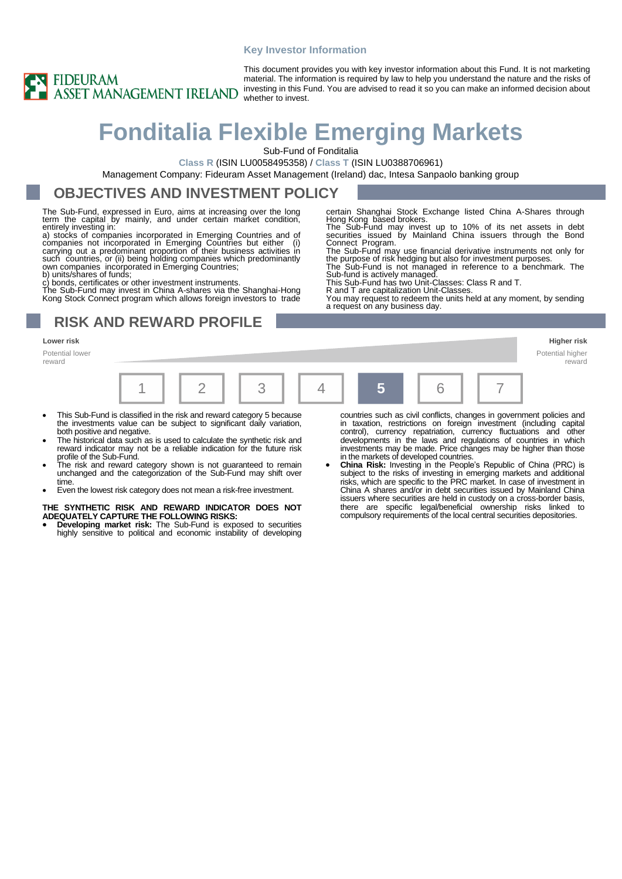**Key Investor Information**

FIDEURAM ASSET MANAGEMENT IRELAND

This document provides you with key investor information about this Fund. It is not marketing material. The information is required by law to help you understand the nature and the risks of investing in this Fund. You are advised to read it so you can make an informed decision about whether to invest.

# Fonditalia Flexible Emerging Markets

Sub-Fund of Fonditalia

**Class R** (ISIN LU0058495358) / **Class T** (ISIN LU0388706961)

Management Company: Fideuram Asset Management (Ireland) dac, Intesa Sanpaolo banking group

## OBJECTIVES AND INVESTMENT POLICY

The Sub-Fund, expressed in Euro, aims at increasing over the long term the capital by mainly, and under certain market condition, entirely investing in:

a) stocks of companies incorporated in Emerging Countries and of companies not incorporated in Emerging Countries but either (i) carrying out a predominant proportion of their business activities in such countries, or (ii) being holding companies which predominantly own companies incorporated in Emerging Countries;

b) units/shares of funds;

c) bonds, certificates or other investment instruments.

The Sub-Fund may invest in China A-shares via the Shanghai-Hong Kong Stock Connect program which allows foreign investors to trade certain Shanghai Stock Exchange listed China A-Shares through Hong Kong based brokers.

The Sub-Fund may invest up to 10% of its net assets in debt securities issued by Mainland China issuers through the Bond Connect Program.

The Sub-Fund may use financial derivative instruments not only for the purpose of risk hedging but also for investment purposes.

The Sub-Fund is not managed in reference to a benchmark. The Sub-fund is actively managed.

This Sub-Fund has two Unit-Classes: Class R and T.

R and T are capitalization Unit-Classes.

You may request to redeem the units held at any moment, by sending a request on any business day.

## RISK AND REWARD PROFILE

| Lower risk<br>Potential lower reward | | | | | | Higher risk<br>Potential higher reward |
|---|---|---|---|---|---|---|
| 1 | 2 | 3 | 4 | **5** | 6 | 7 |

- This Sub-Fund is classified in the risk and reward category 5 because the investments value can be subject to significant daily variation, both positive and negative.
- The historical data such as is used to calculate the synthetic risk and reward indicator may not be a reliable indication for the future risk profile of the Sub-Fund.
- The risk and reward category shown is not guaranteed to remain unchanged and the categorization of the Sub-Fund may shift over time.
- Even the lowest risk category does not mean a risk-free investment.

**THE SYNTHETIC RISK AND REWARD INDICATOR DOES NOT ADEQUATELY CAPTURE THE FOLLOWING RISKS:**

- **Developing market risk:** The Sub-Fund is exposed to securities highly sensitive to political and economic instability of developing countries such as civil conflicts, changes in government policies and in taxation, restrictions on foreign investment (including capital control), currency repatriation, currency fluctuations and other developments in the laws and regulations of countries in which investments may be made. Price changes may be higher than those in the markets of developed countries.
- **China Risk:** Investing in the People's Republic of China (PRC) is subject to the risks of investing in emerging markets and additional risks, which are specific to the PRC market. In case of investment in China A shares and/or in debt securities issued by Mainland China issuers where securities are held in custody on a cross-border basis, there are specific legal/beneficial ownership risks linked to compulsory requirements of the local central securities depositories.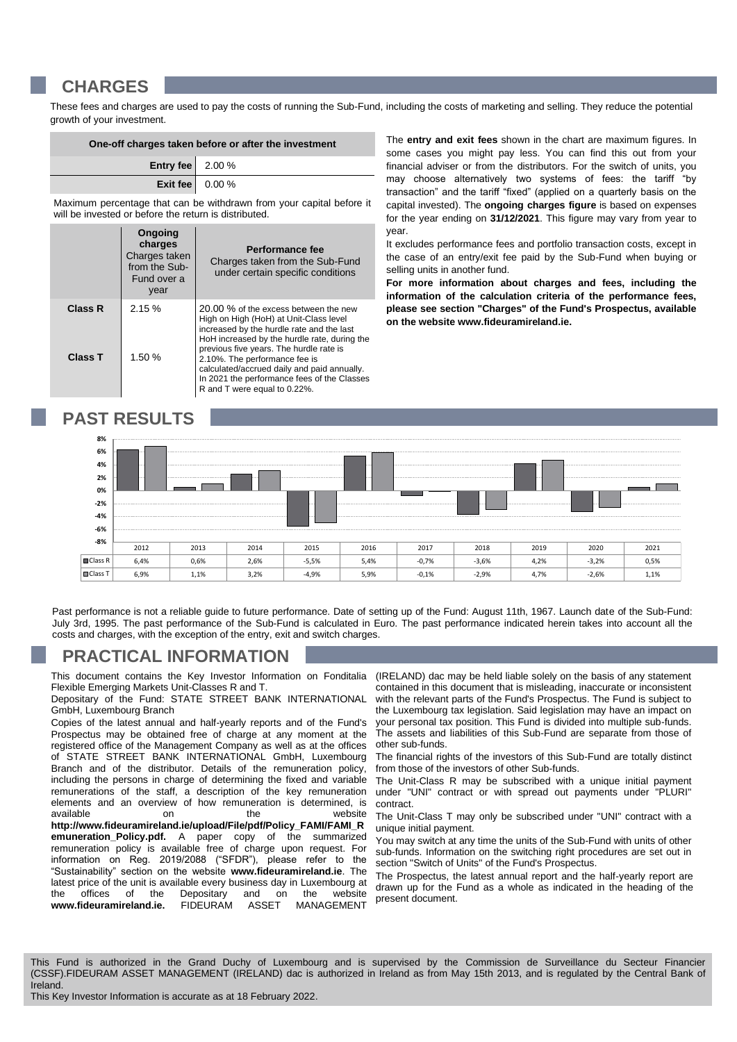## CHARGES

These fees and charges are used to pay the costs of running the Sub-Fund, including the costs of marketing and selling. They reduce the potential growth of your investment.

| One-off charges taken before or after the investment | |
|---|---|
| **Entry fee** | 2.00 % |
| **Exit fee** | 0.00 % |

Maximum percentage that can be withdrawn from your capital before it will be invested or before the return is distributed.

| | **Ongoing charges** Charges taken from the Sub-Fund over a year | **Performance fee** Charges taken from the Sub-Fund under certain specific conditions |
|---|---|---|
| **Class R** | 2.15 % | 20.00 % of the excess between the new High on High (HoH) at Unit-Class level increased by the hurdle rate and the last HoH increased by the hurdle rate, during the previous five years. The hurdle rate is 2.10%. The performance fee is calculated/accrued daily and paid annually. In 2021 the performance fees of the Classes R and T were equal to 0.22%. |
| **Class T** | 1.50 % | |

The **entry and exit fees** shown in the chart are maximum figures. In some cases you might pay less. You can find this out from your financial adviser or from the distributors. For the switch of units, you may choose alternatively two systems of fees: the tariff "by transaction" and the tariff "fixed" (applied on a quarterly basis on the capital invested). The **ongoing charges figure** is based on expenses for the year ending on **31/12/2021**. This figure may vary from year to year.

It excludes performance fees and portfolio transaction costs, except in the case of an entry/exit fee paid by the Sub-Fund when buying or selling units in another fund.

**For more information about charges and fees, including the information of the calculation criteria of the performance fees, please see section "Charges" of the Fund's Prospectus, available on the website www.fideuramireland.ie.**

## PAST RESULTS

8% 6% 4% 2% 0% -2% -4% -6% -8%

2012 2013 2014 2015 2016 2017 2018 2019 2020 2021

Class R: 6,4% 0,6% 2,6% -5,5% 5,4% -0,7% -3,6% 4,2% -3,2% 0,5%

Class T: 6,9% 1,1% 3,2% -4,9% 5,9% -0,1% -2,9% 4,7% -2,6% 1,1%

Past performance is not a reliable guide to future performance. Date of setting up of the Fund: August 11th, 1967. Launch date of the Sub-Fund: July 3rd, 1995. The past performance of the Sub-Fund is calculated in Euro. The past performance indicated herein takes into account all the costs and charges, with the exception of the entry, exit and switch charges.

## PRACTICAL INFORMATION

This document contains the Key Investor Information on Fonditalia Flexible Emerging Markets Unit-Classes R and T.

Depositary of the Fund: STATE STREET BANK INTERNATIONAL GmbH, Luxembourg Branch

Copies of the latest annual and half-yearly reports and of the Fund's Prospectus may be obtained free of charge at any moment at the registered office of the Management Company as well as at the offices of STATE STREET BANK INTERNATIONAL GmbH, Luxembourg Branch and of the distributor. Details of the remuneration policy, including the persons in charge of determining the fixed and variable remunerations of the staff, a description of the key remuneration elements and an overview of how remuneration is determined, is available on the website **http://www.fideuramireland.ie/upload/File/pdf/Policy_FAMI/FAMI_Remuneration_Policy.pdf.** A paper copy of the summarized remuneration policy is available free of charge upon request. For information on Reg. 2019/2088 ("SFDR"), please refer to the "Sustainability" section on the website **www.fideuramireland.ie**. The latest price of the unit is available every business day in Luxembourg at the offices of the Depositary and on the website **www.fideuramireland.ie.** FIDEURAM ASSET MANAGEMENT (IRELAND) dac may be held liable solely on the basis of any statement contained in this document that is misleading, inaccurate or inconsistent with the relevant parts of the Fund's Prospectus. The Fund is subject to the Luxembourg tax legislation. Said legislation may have an impact on your personal tax position. This Fund is divided into multiple sub-funds. The assets and liabilities of this Sub-Fund are separate from those of other sub-funds.

The financial rights of the investors of this Sub-Fund are totally distinct from those of the investors of other Sub-funds.

The Unit-Class R may be subscribed with a unique initial payment under "UNI" contract or with spread out payments under "PLURI" contract.

The Unit-Class T may only be subscribed under "UNI" contract with a unique initial payment.

You may switch at any time the units of the Sub-Fund with units of other sub-funds. Information on the switching right procedures are set out in section "Switch of Units" of the Fund's Prospectus.

The Prospectus, the latest annual report and the half-yearly report are drawn up for the Fund as a whole as indicated in the heading of the present document.

This Fund is authorized in the Grand Duchy of Luxembourg and is supervised by the Commission de Surveillance du Secteur Financier (CSSF).FIDEURAM ASSET MANAGEMENT (IRELAND) dac is authorized in Ireland as from May 15th 2013, and is regulated by the Central Bank of Ireland.

This Key Investor Information is accurate as at 18 February 2022.